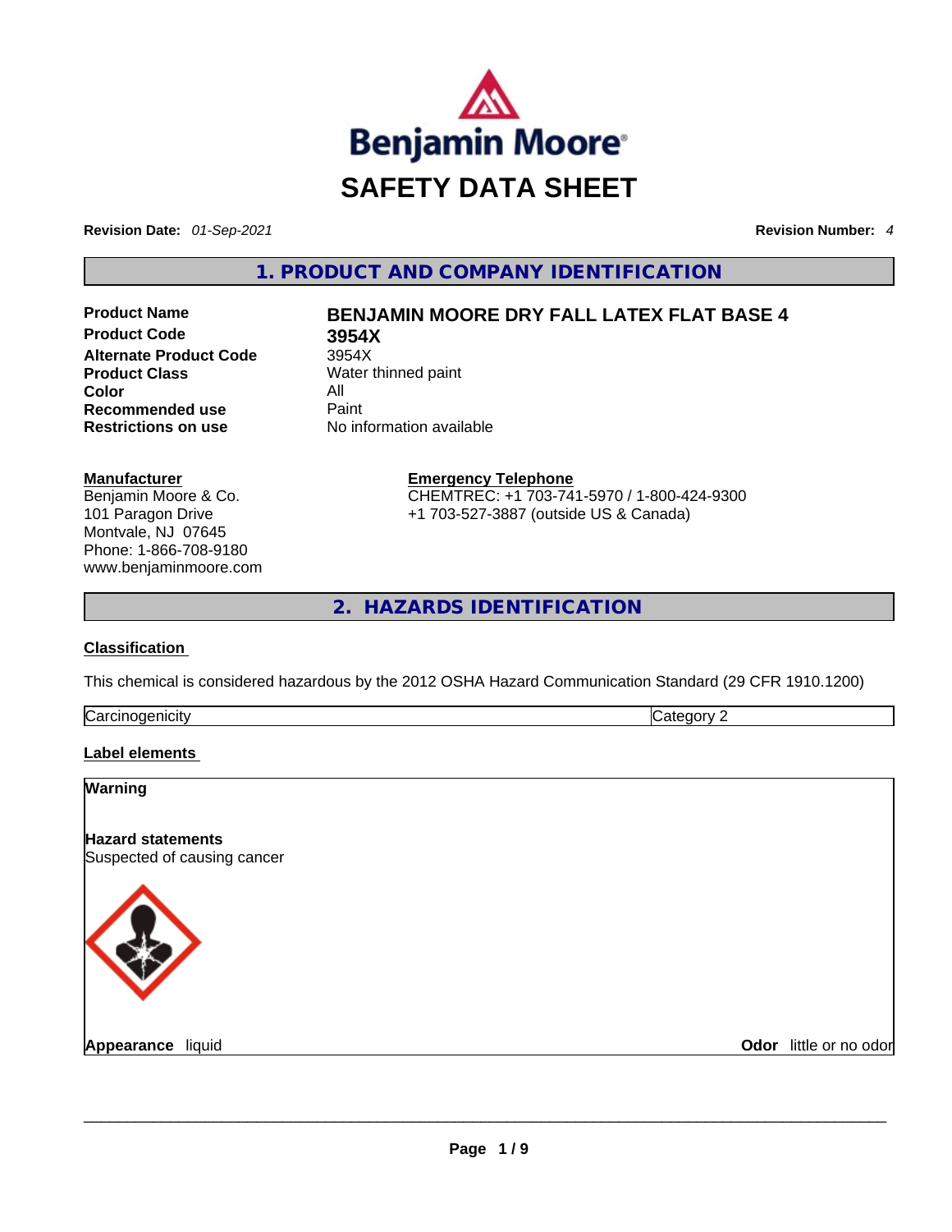# SAFETY DATA SHEET

**Revision Date:** *01-Sep-2021* **Revision Number:** *4*

## 1. PRODUCT AND COMPANY IDENTIFICATION

| | |
|---|---|
| **Product Name** | **BENJAMIN MOORE DRY FALL LATEX FLAT BASE 4** |
| **Product Code** | **3954X** |
| **Alternate Product Code** | 3954X |
| **Product Class** | Water thinned paint |
| **Color** | All |
| **Recommended use** | Paint |
| **Restrictions on use** | No information available |

**Manufacturer**
Benjamin Moore & Co.
101 Paragon Drive
Montvale, NJ 07645
Phone: 1-866-708-9180
www.benjaminmoore.com

**Emergency Telephone**
CHEMTREC: +1 703-741-5970 / 1-800-424-9300
+1 703-527-3887 (outside US & Canada)

## 2. HAZARDS IDENTIFICATION

**Classification**

This chemical is considered hazardous by the 2012 OSHA Hazard Communication Standard (29 CFR 1910.1200)

| | |
|---|---|
| Carcinogenicity | Category 2 |

**Label elements**

**Warning**

**Hazard statements**
Suspected of causing cancer

**Appearance** liquid **Odor** little or no odor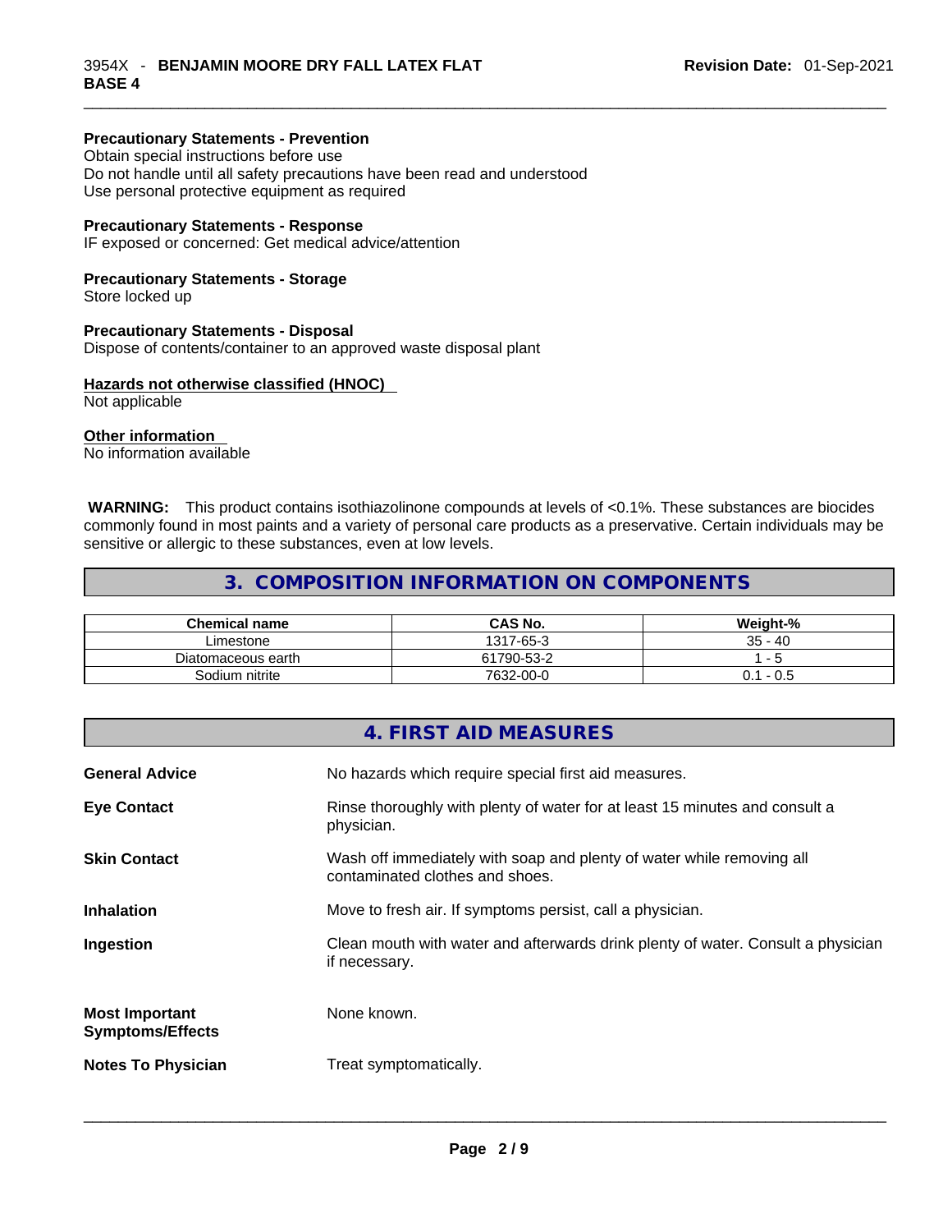#### Precautionary Statements - Prevention

Obtain special instructions before use
Do not handle until all safety precautions have been read and understood
Use personal protective equipment as required

#### Precautionary Statements - Response

IF exposed or concerned: Get medical advice/attention

#### Precautionary Statements - Storage

Store locked up

#### Precautionary Statements - Disposal

Dispose of contents/container to an approved waste disposal plant

#### Hazards not otherwise classified (HNOC)

Not applicable

#### Other information

No information available

**WARNING:** This product contains isothiazolinone compounds at levels of <0.1%. These substances are biocides commonly found in most paints and a variety of personal care products as a preservative. Certain individuals may be sensitive or allergic to these substances, even at low levels.

## 3. COMPOSITION INFORMATION ON COMPONENTS

| Chemical name | CAS No. | Weight-% |
|---|---|---|
| Limestone | 1317-65-3 | 35 - 40 |
| Diatomaceous earth | 61790-53-2 | 1 - 5 |
| Sodium nitrite | 7632-00-0 | 0.1 - 0.5 |

## 4. FIRST AID MEASURES

**General Advice** — No hazards which require special first aid measures.

**Eye Contact** — Rinse thoroughly with plenty of water for at least 15 minutes and consult a physician.

**Skin Contact** — Wash off immediately with soap and plenty of water while removing all contaminated clothes and shoes.

**Inhalation** — Move to fresh air. If symptoms persist, call a physician.

**Ingestion** — Clean mouth with water and afterwards drink plenty of water. Consult a physician if necessary.

**Most Important Symptoms/Effects** — None known.

**Notes To Physician** — Treat symptomatically.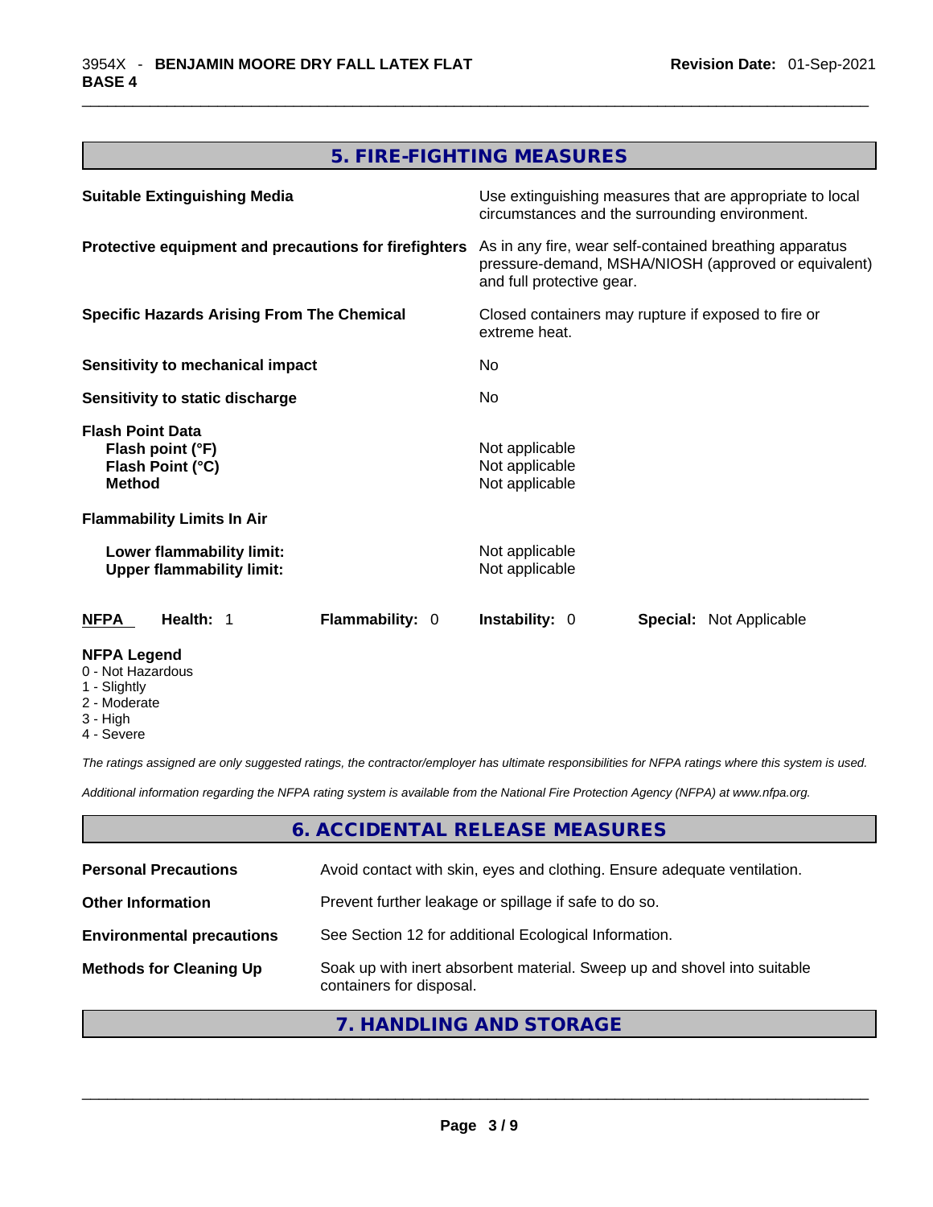## 5. FIRE-FIGHTING MEASURES

| | |
|---|---|
| **Suitable Extinguishing Media** | Use extinguishing measures that are appropriate to local circumstances and the surrounding environment. |
| **Protective equipment and precautions for firefighters** | As in any fire, wear self-contained breathing apparatus pressure-demand, MSHA/NIOSH (approved or equivalent) and full protective gear. |
| **Specific Hazards Arising From The Chemical** | Closed containers may rupture if exposed to fire or extreme heat. |
| **Sensitivity to mechanical impact** | No |
| **Sensitivity to static discharge** | No |

**Flash Point Data**

| | |
|---|---|
| **Flash point (°F)** | Not applicable |
| **Flash Point (°C)** | Not applicable |
| **Method** | Not applicable |

**Flammability Limits In Air**

| | |
|---|---|
| **Lower flammability limit:** | Not applicable |
| **Upper flammability limit:** | Not applicable |

| **NFPA** | **Health:** 1 | **Flammability:** 0 | **Instability:** 0 | **Special:** Not Applicable |
|---|---|---|---|---|

**NFPA Legend**
- 0 - Not Hazardous
- 1 - Slightly
- 2 - Moderate
- 3 - High
- 4 - Severe

*The ratings assigned are only suggested ratings, the contractor/employer has ultimate responsibilities for NFPA ratings where this system is used.*

*Additional information regarding the NFPA rating system is available from the National Fire Protection Agency (NFPA) at www.nfpa.org.*

## 6. ACCIDENTAL RELEASE MEASURES

| | |
|---|---|
| **Personal Precautions** | Avoid contact with skin, eyes and clothing. Ensure adequate ventilation. |
| **Other Information** | Prevent further leakage or spillage if safe to do so. |
| **Environmental precautions** | See Section 12 for additional Ecological Information. |
| **Methods for Cleaning Up** | Soak up with inert absorbent material. Sweep up and shovel into suitable containers for disposal. |

## 7. HANDLING AND STORAGE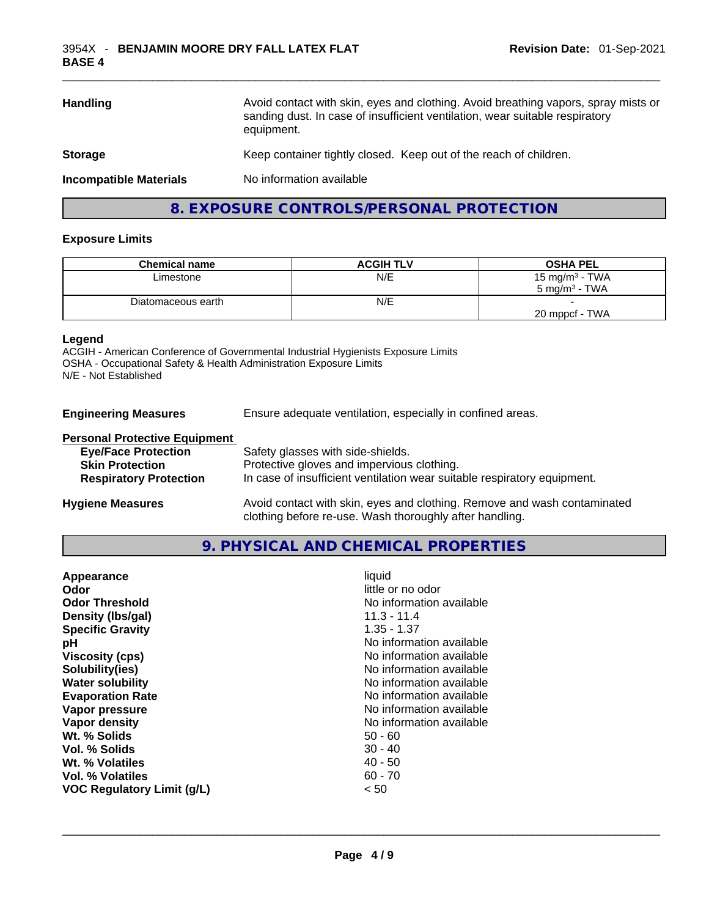| | |
|---|---|
| **Handling** | Avoid contact with skin, eyes and clothing. Avoid breathing vapors, spray mists or sanding dust. In case of insufficient ventilation, wear suitable respiratory equipment. |
| **Storage** | Keep container tightly closed. Keep out of the reach of children. |
| **Incompatible Materials** | No information available |

## 8. EXPOSURE CONTROLS/PERSONAL PROTECTION

### Exposure Limits

| Chemical name | ACGIH TLV | OSHA PEL |
|---|---|---|
| Limestone | N/E | 15 mg/m³ - TWA<br>5 mg/m³ - TWA |
| Diatomaceous earth | N/E | -<br>20 mppcf - TWA |

**Legend**
ACGIH - American Conference of Governmental Industrial Hygienists Exposure Limits
OSHA - Occupational Safety & Health Administration Exposure Limits
N/E - Not Established

**Engineering Measures** — Ensure adequate ventilation, especially in confined areas.

**Personal Protective Equipment**

| | |
|---|---|
| **Eye/Face Protection** | Safety glasses with side-shields. |
| **Skin Protection** | Protective gloves and impervious clothing. |
| **Respiratory Protection** | In case of insufficient ventilation wear suitable respiratory equipment. |

**Hygiene Measures** — Avoid contact with skin, eyes and clothing. Remove and wash contaminated clothing before re-use. Wash thoroughly after handling.

## 9. PHYSICAL AND CHEMICAL PROPERTIES

| | |
|---|---|
| **Appearance** | liquid |
| **Odor** | little or no odor |
| **Odor Threshold** | No information available |
| **Density (lbs/gal)** | 11.3 - 11.4 |
| **Specific Gravity** | 1.35 - 1.37 |
| **pH** | No information available |
| **Viscosity (cps)** | No information available |
| **Solubility(ies)** | No information available |
| **Water solubility** | No information available |
| **Evaporation Rate** | No information available |
| **Vapor pressure** | No information available |
| **Vapor density** | No information available |
| **Wt. % Solids** | 50 - 60 |
| **Vol. % Solids** | 30 - 40 |
| **Wt. % Volatiles** | 40 - 50 |
| **Vol. % Volatiles** | 60 - 70 |
| **VOC Regulatory Limit (g/L)** | < 50 |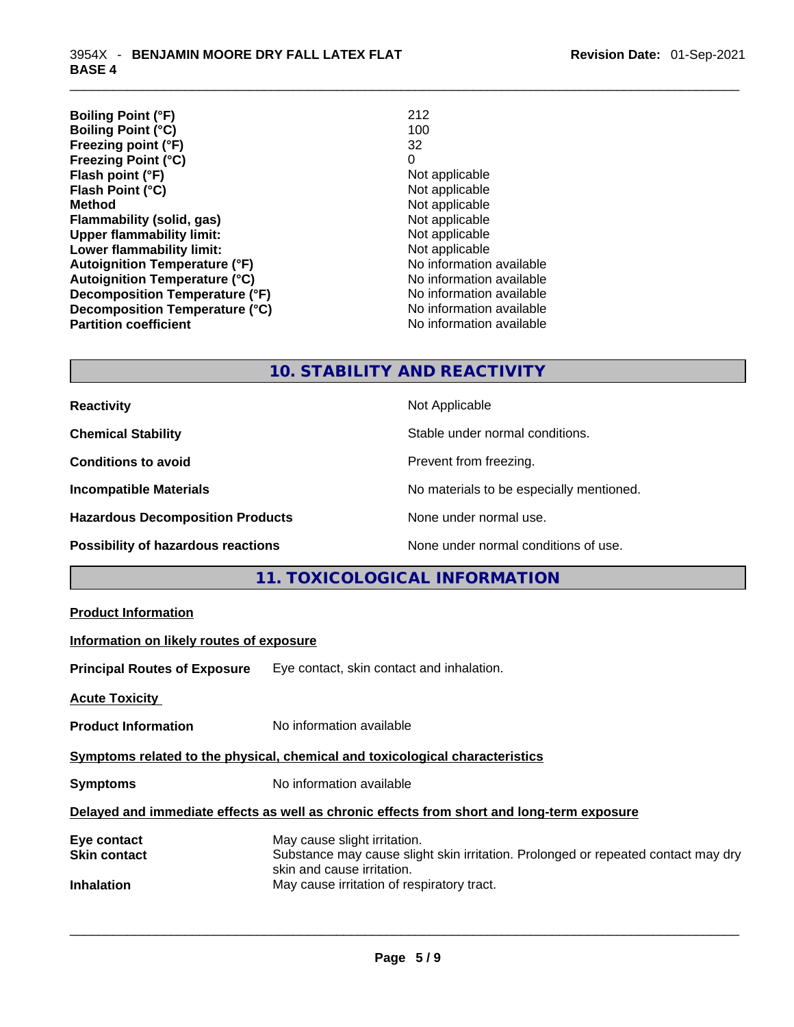| | |
|---|---|
| **Boiling Point (°F)** | 212 |
| **Boiling Point (°C)** | 100 |
| **Freezing point (°F)** | 32 |
| **Freezing Point (°C)** | 0 |
| **Flash point (°F)** | Not applicable |
| **Flash Point (°C)** | Not applicable |
| **Method** | Not applicable |
| **Flammability (solid, gas)** | Not applicable |
| **Upper flammability limit:** | Not applicable |
| **Lower flammability limit:** | Not applicable |
| **Autoignition Temperature (°F)** | No information available |
| **Autoignition Temperature (°C)** | No information available |
| **Decomposition Temperature (°F)** | No information available |
| **Decomposition Temperature (°C)** | No information available |
| **Partition coefficient** | No information available |

## 10. STABILITY AND REACTIVITY

| | |
|---|---|
| **Reactivity** | Not Applicable |
| **Chemical Stability** | Stable under normal conditions. |
| **Conditions to avoid** | Prevent from freezing. |
| **Incompatible Materials** | No materials to be especially mentioned. |
| **Hazardous Decomposition Products** | None under normal use. |
| **Possibility of hazardous reactions** | None under normal conditions of use. |

## 11. TOXICOLOGICAL INFORMATION

**Product Information**

**Information on likely routes of exposure**

**Principal Routes of Exposure** Eye contact, skin contact and inhalation.

**Acute Toxicity**

**Product Information** No information available

**Symptoms related to the physical, chemical and toxicological characteristics**

**Symptoms** No information available

**Delayed and immediate effects as well as chronic effects from short and long-term exposure**

| | |
|---|---|
| **Eye contact** | May cause slight irritation. |
| **Skin contact** | Substance may cause slight skin irritation. Prolonged or repeated contact may dry skin and cause irritation. |
| **Inhalation** | May cause irritation of respiratory tract. |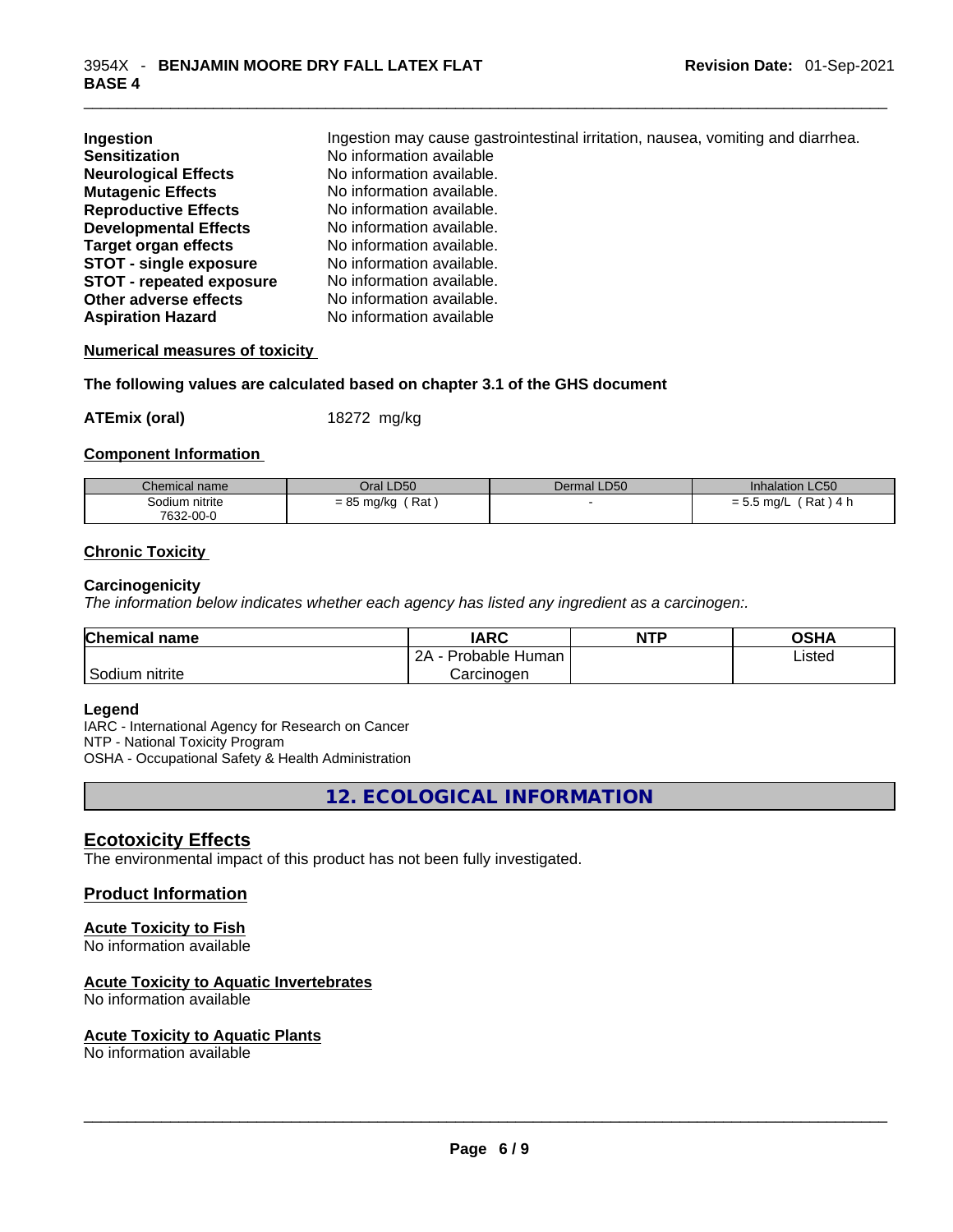| | |
|---|---|
| **Ingestion** | Ingestion may cause gastrointestinal irritation, nausea, vomiting and diarrhea. |
| **Sensitization** | No information available |
| **Neurological Effects** | No information available. |
| **Mutagenic Effects** | No information available. |
| **Reproductive Effects** | No information available. |
| **Developmental Effects** | No information available. |
| **Target organ effects** | No information available. |
| **STOT - single exposure** | No information available. |
| **STOT - repeated exposure** | No information available. |
| **Other adverse effects** | No information available. |
| **Aspiration Hazard** | No information available |

**Numerical measures of toxicity**

**The following values are calculated based on chapter 3.1 of the GHS document**

**ATEmix (oral)** 18272 mg/kg

**Component Information**

| Chemical name | Oral LD50 | Dermal LD50 | Inhalation LC50 |
|---|---|---|---|
| Sodium nitrite<br>7632-00-0 | = 85 mg/kg ( Rat ) | - | = 5.5 mg/L ( Rat ) 4 h |

**Chronic Toxicity**

**Carcinogenicity**

*The information below indicates whether each agency has listed any ingredient as a carcinogen:.*

| Chemical name | IARC | NTP | OSHA |
|---|---|---|---|
| Sodium nitrite | 2A - Probable Human Carcinogen | | Listed |

**Legend**

IARC - International Agency for Research on Cancer
NTP - National Toxicity Program
OSHA - Occupational Safety & Health Administration

## 12. ECOLOGICAL INFORMATION

### Ecotoxicity Effects

The environmental impact of this product has not been fully investigated.

### Product Information

**Acute Toxicity to Fish**

No information available

**Acute Toxicity to Aquatic Invertebrates**

No information available

**Acute Toxicity to Aquatic Plants**

No information available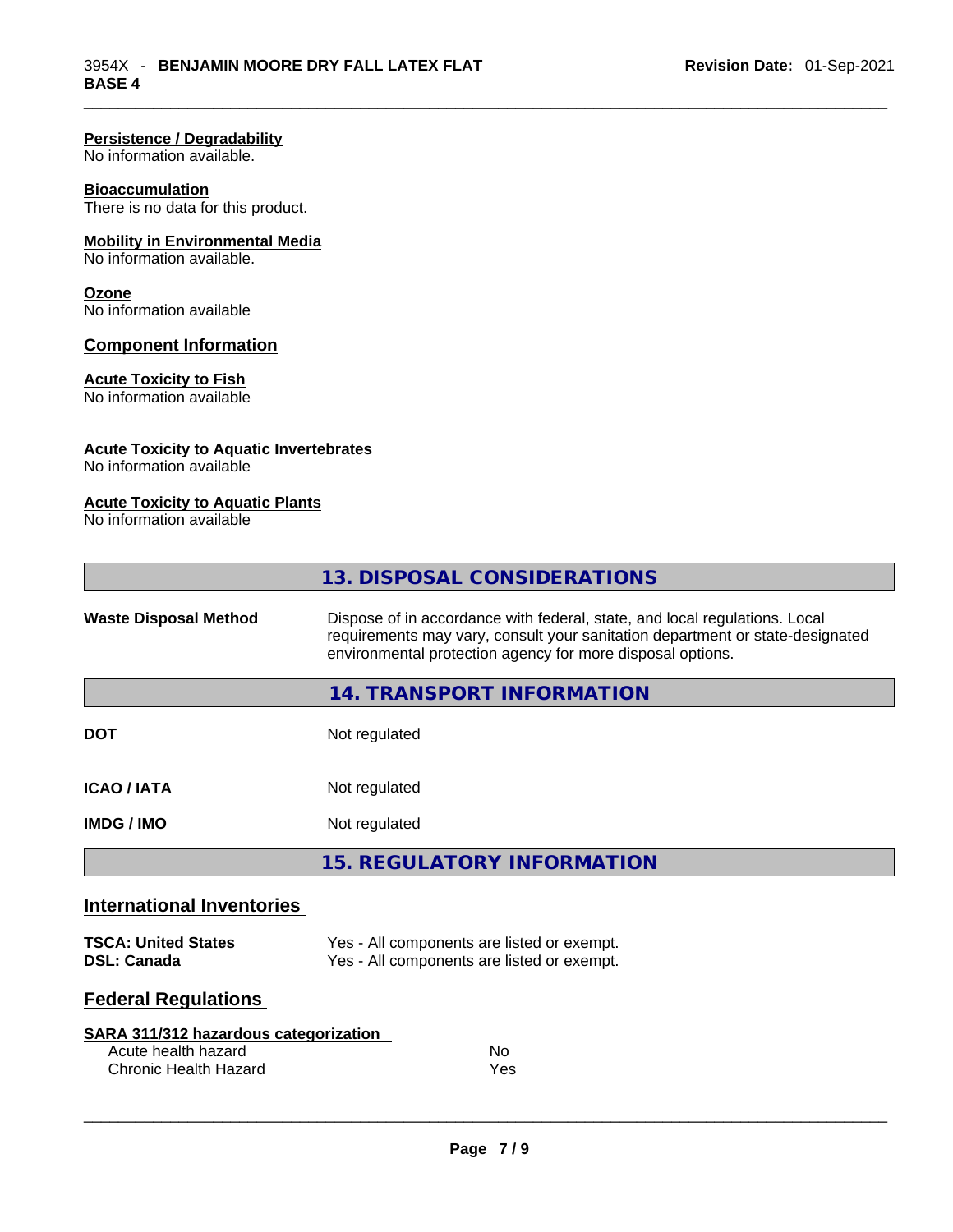**Persistence / Degradability**
No information available.

**Bioaccumulation**
There is no data for this product.

**Mobility in Environmental Media**
No information available.

**Ozone**
No information available

**Component Information**

**Acute Toxicity to Fish**
No information available

**Acute Toxicity to Aquatic Invertebrates**
No information available

**Acute Toxicity to Aquatic Plants**
No information available

## 13. DISPOSAL CONSIDERATIONS

| | |
|---|---|
| **Waste Disposal Method** | Dispose of in accordance with federal, state, and local regulations. Local requirements may vary, consult your sanitation department or state-designated environmental protection agency for more disposal options. |

## 14. TRANSPORT INFORMATION

| | |
|---|---|
| **DOT** | Not regulated |
| **ICAO / IATA** | Not regulated |
| **IMDG / IMO** | Not regulated |

## 15. REGULATORY INFORMATION

### International Inventories

| | |
|---|---|
| **TSCA: United States** | Yes - All components are listed or exempt. |
| **DSL: Canada** | Yes - All components are listed or exempt. |

### Federal Regulations

**SARA 311/312 hazardous categorization**

| | |
|---|---|
| Acute health hazard | No |
| Chronic Health Hazard | Yes |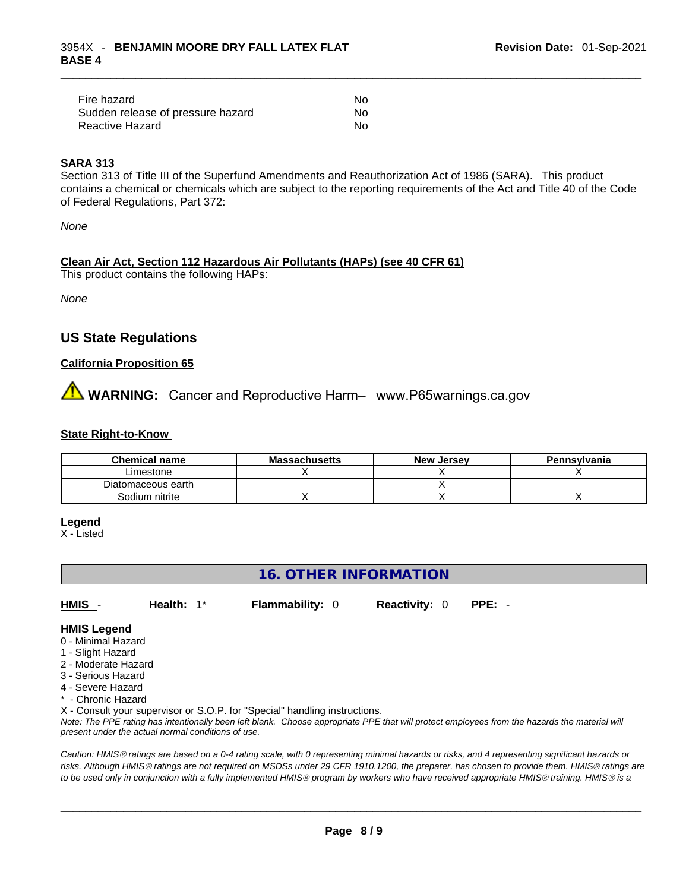| | |
|---|---|
| Fire hazard | No |
| Sudden release of pressure hazard | No |
| Reactive Hazard | No |

**SARA 313**

Section 313 of Title III of the Superfund Amendments and Reauthorization Act of 1986 (SARA). This product contains a chemical or chemicals which are subject to the reporting requirements of the Act and Title 40 of the Code of Federal Regulations, Part 372:

*None*

**Clean Air Act, Section 112 Hazardous Air Pollutants (HAPs) (see 40 CFR 61)**

This product contains the following HAPs:

*None*

## US State Regulations

**California Proposition 65**

**WARNING:** Cancer and Reproductive Harm– www.P65warnings.ca.gov

**State Right-to-Know**

| Chemical name | Massachusetts | New Jersey | Pennsylvania |
|---|---|---|---|
| Limestone | X | X | X |
| Diatomaceous earth | | X | |
| Sodium nitrite | X | X | X |

**Legend**

X - Listed

## 16. OTHER INFORMATION

**HMIS** - **Health:** 1* **Flammability:** 0 **Reactivity:** 0 **PPE:** -

**HMIS Legend**

0 - Minimal Hazard
1 - Slight Hazard
2 - Moderate Hazard
3 - Serious Hazard
4 - Severe Hazard
* - Chronic Hazard
X - Consult your supervisor or S.O.P. for "Special" handling instructions.

*Note: The PPE rating has intentionally been left blank. Choose appropriate PPE that will protect employees from the hazards the material will present under the actual normal conditions of use.*

*Caution: HMIS® ratings are based on a 0-4 rating scale, with 0 representing minimal hazards or risks, and 4 representing significant hazards or risks. Although HMIS® ratings are not required on MSDSs under 29 CFR 1910.1200, the preparer, has chosen to provide them. HMIS® ratings are to be used only in conjunction with a fully implemented HMIS® program by workers who have received appropriate HMIS® training. HMIS® is a*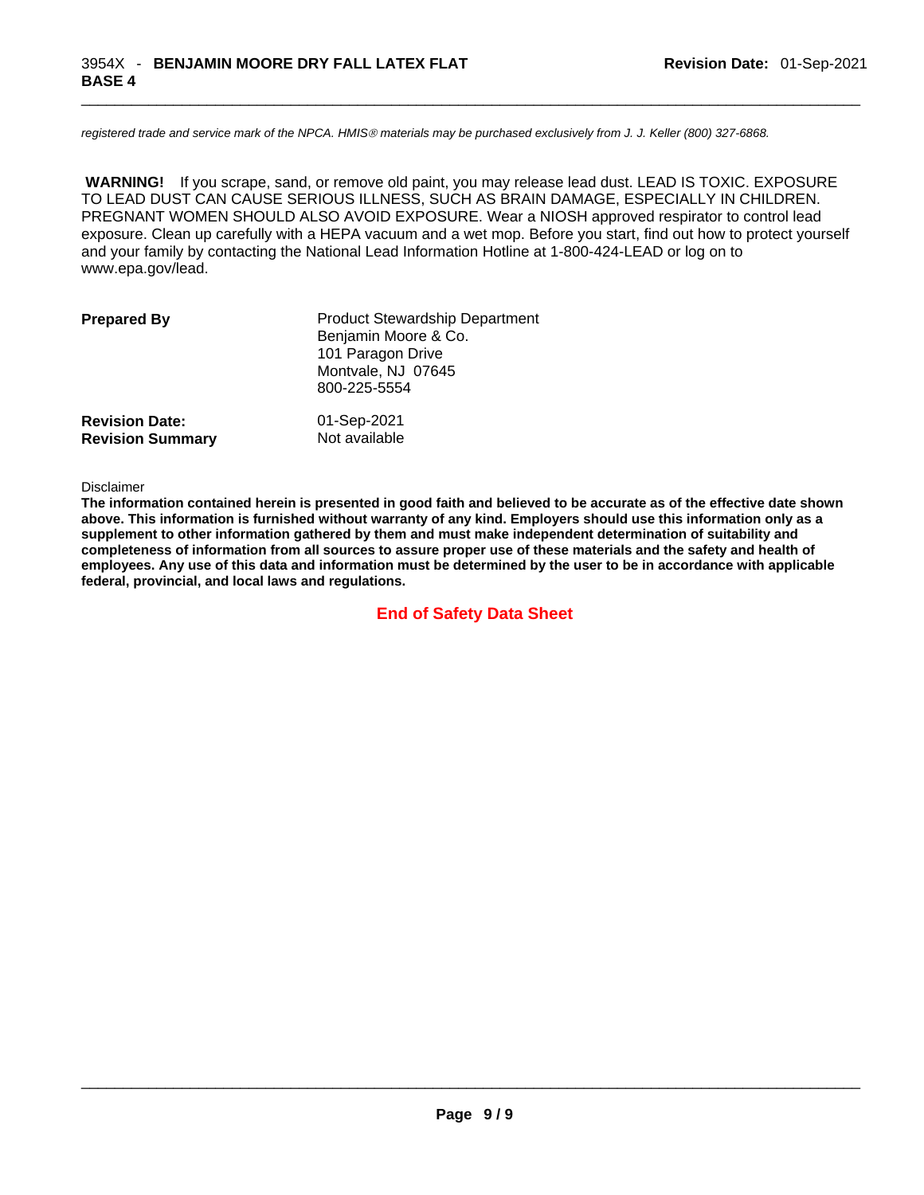*registered trade and service mark of the NPCA. HMIS® materials may be purchased exclusively from J. J. Keller (800) 327-6868.*

**WARNING!** If you scrape, sand, or remove old paint, you may release lead dust. LEAD IS TOXIC. EXPOSURE TO LEAD DUST CAN CAUSE SERIOUS ILLNESS, SUCH AS BRAIN DAMAGE, ESPECIALLY IN CHILDREN. PREGNANT WOMEN SHOULD ALSO AVOID EXPOSURE. Wear a NIOSH approved respirator to control lead exposure. Clean up carefully with a HEPA vacuum and a wet mop. Before you start, find out how to protect yourself and your family by contacting the National Lead Information Hotline at 1-800-424-LEAD or log on to www.epa.gov/lead.

| | |
|---|---|
| **Prepared By** | Product Stewardship Department<br>Benjamin Moore & Co.<br>101 Paragon Drive<br>Montvale, NJ 07645<br>800-225-5554 |
| **Revision Date:** | 01-Sep-2021 |
| **Revision Summary** | Not available |

Disclaimer

**The information contained herein is presented in good faith and believed to be accurate as of the effective date shown above. This information is furnished without warranty of any kind. Employers should use this information only as a supplement to other information gathered by them and must make independent determination of suitability and completeness of information from all sources to assure proper use of these materials and the safety and health of employees. Any use of this data and information must be determined by the user to be in accordance with applicable federal, provincial, and local laws and regulations.**

**End of Safety Data Sheet**